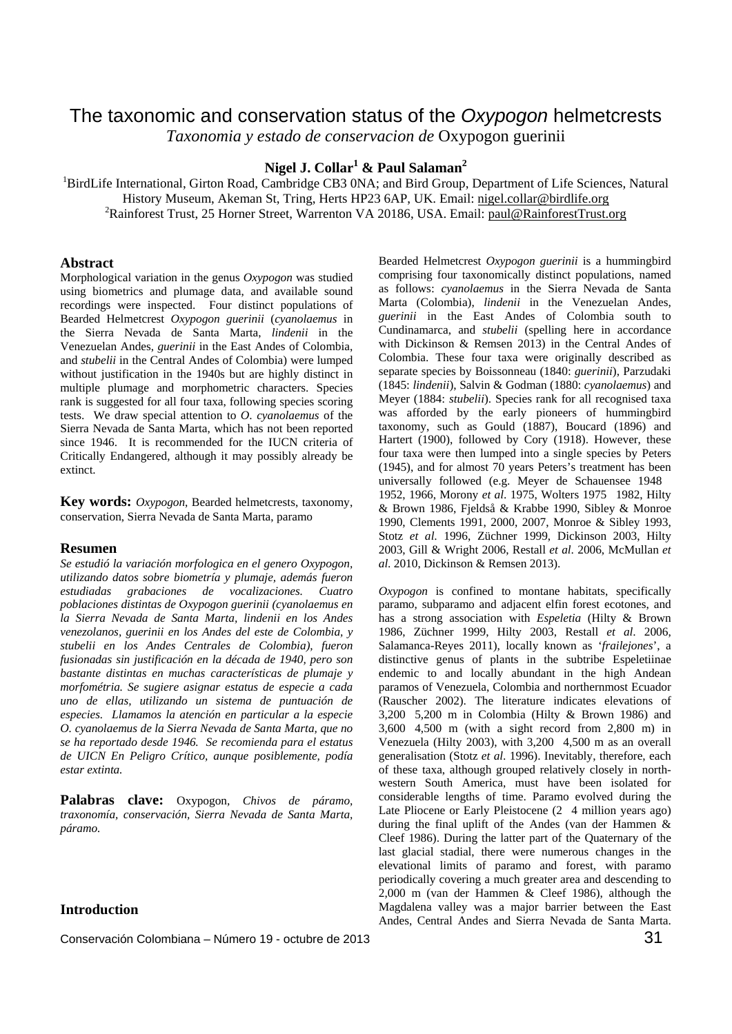# The taxonomic and conservation status of the *Oxypogon* helmetcrests

*Taxonomia y estado de conservacion de* Oxypogon guerinii

**Nigel J. Collar[1] & Paul Salaman[2]**

[1]BirdLife International, Girton Road, Cambridge CB3 0NA; and Bird Group, Department of Life Sciences, Natural History Museum, Akeman St, Tring, Herts HP23 6AP, UK. Email: nigel.collar@birdlife.org
[2]Rainforest Trust, 25 Horner Street, Warrenton VA 20186, USA. Email: paul@RainforestTrust.org

## Abstract

Morphological variation in the genus *Oxypogon* was studied using biometrics and plumage data, and available sound recordings were inspected. Four distinct populations of Bearded Helmetcrest *Oxypogon guerinii* (*cyanolaemus* in the Sierra Nevada de Santa Marta, *lindenii* in the Venezuelan Andes, *guerinii* in the East Andes of Colombia, and *stubelii* in the Central Andes of Colombia) were lumped without justification in the 1940s but are highly distinct in multiple plumage and morphometric characters. Species rank is suggested for all four taxa, following species scoring tests. We draw special attention to *O. cyanolaemus* of the Sierra Nevada de Santa Marta, which has not been reported since 1946. It is recommended for the IUCN criteria of Critically Endangered, although it may possibly already be extinct.

**Key words:** *Oxypogon*, Bearded helmetcrests, taxonomy, conservation, Sierra Nevada de Santa Marta, paramo

## Resumen

*Se estudió la variación morfologica en el genero Oxypogon, utilizando datos sobre biometría y plumaje, además fueron estudiadas grabaciones de vocalizaciones. Cuatro poblaciones distintas de Oxypogon guerinii (cyanolaemus en la Sierra Nevada de Santa Marta, lindenii en los Andes venezolanos, guerinii en los Andes del este de Colombia, y stubelii en los Andes Centrales de Colombia), fueron fusionadas sin justificación en la década de 1940, pero son bastante distintas en muchas características de plumaje y morfométria. Se sugiere asignar estatus de especie a cada uno de ellas, utilizando un sistema de puntuación de especies. Llamamos la atención en particular a la especie O. cyanolaemus de la Sierra Nevada de Santa Marta, que no se ha reportado desde 1946. Se recomienda para el estatus de UICN En Peligro Crítico, aunque posiblemente, podía estar extinta.*

**Palabras clave:** Oxypogon, *Chivos de páramo, traxonomía, conservación, Sierra Nevada de Santa Marta, páramo.*

## Introduction

Bearded Helmetcrest *Oxypogon guerinii* is a hummingbird comprising four taxonomically distinct populations, named as follows: *cyanolaemus* in the Sierra Nevada de Santa Marta (Colombia), *lindenii* in the Venezuelan Andes, *guerinii* in the East Andes of Colombia south to Cundinamarca, and *stubelii* (spelling here in accordance with Dickinson & Remsen 2013) in the Central Andes of Colombia. These four taxa were originally described as separate species by Boissonneau (1840: *guerinii*), Parzudaki (1845: *lindenii*), Salvin & Godman (1880: *cyanolaemus*) and Meyer (1884: *stubelii*). Species rank for all recognised taxa was afforded by the early pioneers of hummingbird taxonomy, such as Gould (1887), Boucard (1896) and Hartert (1900), followed by Cory (1918). However, these four taxa were then lumped into a single species by Peters (1945), and for almost 70 years Peters's treatment has been universally followed (e.g. Meyer de Schauensee 1948 1952, 1966, Morony *et al*. 1975, Wolters 1975 1982, Hilty & Brown 1986, Fjeldså & Krabbe 1990, Sibley & Monroe 1990, Clements 1991, 2000, 2007, Monroe & Sibley 1993, Stotz *et al*. 1996, Züchner 1999, Dickinson 2003, Hilty 2003, Gill & Wright 2006, Restall *et al*. 2006, McMullan *et al*. 2010, Dickinson & Remsen 2013).

*Oxypogon* is confined to montane habitats, specifically paramo, subparamo and adjacent elfin forest ecotones, and has a strong association with *Espeletia* (Hilty & Brown 1986, Züchner 1999, Hilty 2003, Restall *et al*. 2006, Salamanca-Reyes 2011), locally known as '*frailejones*', a distinctive genus of plants in the subtribe Espeletiinae endemic to and locally abundant in the high Andean paramos of Venezuela, Colombia and northernmost Ecuador (Rauscher 2002). The literature indicates elevations of 3,200 5,200 m in Colombia (Hilty & Brown 1986) and 3,600 4,500 m (with a sight record from 2,800 m) in Venezuela (Hilty 2003), with 3,200 4,500 m as an overall generalisation (Stotz *et al*. 1996). Inevitably, therefore, each of these taxa, although grouped relatively closely in north-western South America, must have been isolated for considerable lengths of time. Paramo evolved during the Late Pliocene or Early Pleistocene (2 4 million years ago) during the final uplift of the Andes (van der Hammen & Cleef 1986). During the latter part of the Quaternary of the last glacial stadial, there were numerous changes in the elevational limits of paramo and forest, with paramo periodically covering a much greater area and descending to 2,000 m (van der Hammen & Cleef 1986), although the Magdalena valley was a major barrier between the East Andes, Central Andes and Sierra Nevada de Santa Marta.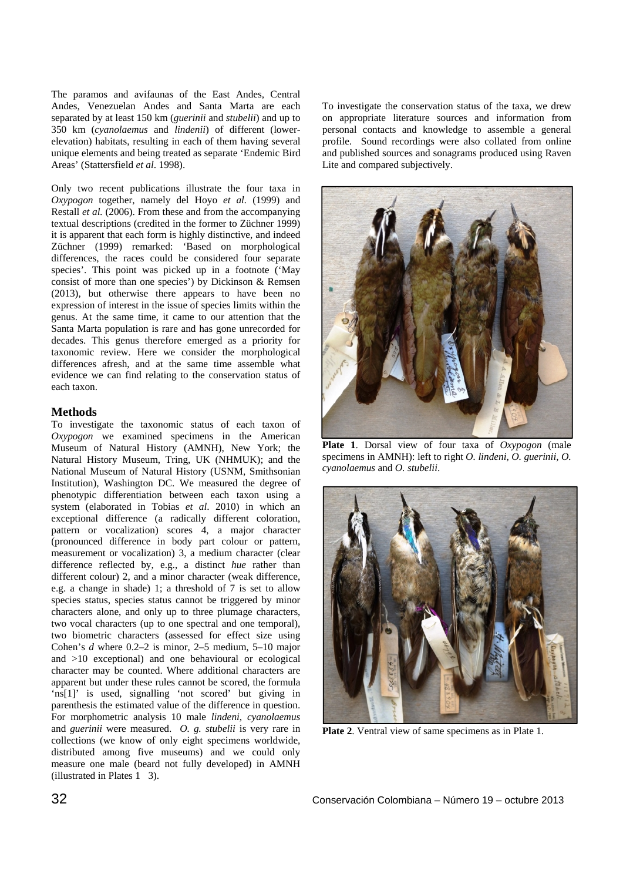The paramos and avifaunas of the East Andes, Central Andes, Venezuelan Andes and Santa Marta are each separated by at least 150 km (*guerinii* and *stubelii*) and up to 350 km (*cyanolaemus* and *lindenii*) of different (lower-elevation) habitats, resulting in each of them having several unique elements and being treated as separate 'Endemic Bird Areas' (Stattersfield *et al*. 1998).

Only two recent publications illustrate the four taxa in *Oxypogon* together, namely del Hoyo *et al.* (1999) and Restall *et al.* (2006). From these and from the accompanying textual descriptions (credited in the former to Züchner 1999) it is apparent that each form is highly distinctive, and indeed Züchner (1999) remarked: 'Based on morphological differences, the races could be considered four separate species'. This point was picked up in a footnote ('May consist of more than one species') by Dickinson & Remsen (2013), but otherwise there appears to have been no expression of interest in the issue of species limits within the genus. At the same time, it came to our attention that the Santa Marta population is rare and has gone unrecorded for decades. This genus therefore emerged as a priority for taxonomic review. Here we consider the morphological differences afresh, and at the same time assemble what evidence we can find relating to the conservation status of each taxon.

## Methods

To investigate the taxonomic status of each taxon of *Oxypogon* we examined specimens in the American Museum of Natural History (AMNH), New York; the Natural History Museum, Tring, UK (NHMUK); and the National Museum of Natural History (USNM, Smithsonian Institution), Washington DC. We measured the degree of phenotypic differentiation between each taxon using a system (elaborated in Tobias *et al.* 2010) in which an exceptional difference (a radically different coloration, pattern or vocalization) scores 4, a major character (pronounced difference in body part colour or pattern, measurement or vocalization) 3, a medium character (clear difference reflected by, e.g., a distinct *hue* rather than different colour) 2, and a minor character (weak difference, e.g. a change in shade) 1; a threshold of 7 is set to allow species status, species status cannot be triggered by minor characters alone, and only up to three plumage characters, two vocal characters (up to one spectral and one temporal), two biometric characters (assessed for effect size using Cohen's *d* where 0.2–2 is minor, 2–5 medium, 5–10 major and >10 exceptional) and one behavioural or ecological character may be counted. Where additional characters are apparent but under these rules cannot be scored, the formula 'ns[1]' is used, signalling 'not scored' but giving in parenthesis the estimated value of the difference in question. For morphometric analysis 10 male *lindeni*, *cyanolaemus* and *guerinii* were measured. *O. g. stubelii* is very rare in collections (we know of only eight specimens worldwide, distributed among five museums) and we could only measure one male (beard not fully developed) in AMNH (illustrated in Plates 1 3).

To investigate the conservation status of the taxa, we drew on appropriate literature sources and information from personal contacts and knowledge to assemble a general profile. Sound recordings were also collated from online and published sources and sonagrams produced using Raven Lite and compared subjectively.

**Plate 1**. Dorsal view of four taxa of *Oxypogon* (male specimens in AMNH): left to right *O. lindeni*, *O. guerinii*, *O. cyanolaemus* and *O. stubelii*.

**Plate 2**. Ventral view of same specimens as in Plate 1.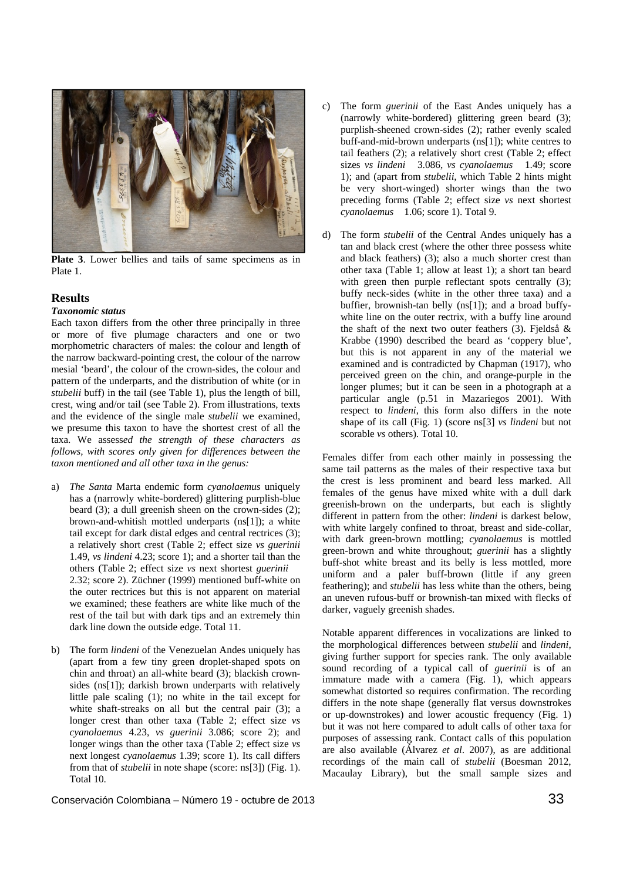**Plate 3**. Lower bellies and tails of same specimens as in Plate 1.

## Results

### *Taxonomic status*

Each taxon differs from the other three principally in three or more of five plumage characters and one or two morphometric characters of males: the colour and length of the narrow backward-pointing crest, the colour of the narrow mesial 'beard', the colour of the crown-sides, the colour and pattern of the underparts, and the distribution of white (or in *stubelii* buff) in the tail (see Table 1), plus the length of bill, crest, wing and/or tail (see Table 2). From illustrations, texts and the evidence of the single male *stubelii* we examined, we presume this taxon to have the shortest crest of all the taxa. We assess*ed the strength of these characters as follows, with scores only given for differences between the taxon mentioned and all other taxa in the genus:*

a) *The Santa* Marta endemic form *cyanolaemus* uniquely has a (narrowly white-bordered) glittering purplish-blue beard (3); a dull greenish sheen on the crown-sides (2); brown-and-whitish mottled underparts (ns[1]); a white tail except for dark distal edges and central rectrices (3); a relatively short crest (Table 2; effect size *vs guerinii* 1.49, *vs lindeni* 4.23; score 1); and a shorter tail than the others (Table 2; effect size *vs* next shortest *guerinii* 2.32; score 2). Züchner (1999) mentioned buff-white on the outer rectrices but this is not apparent on material we examined; these feathers are white like much of the rest of the tail but with dark tips and an extremely thin dark line down the outside edge. Total 11.

b) The form *lindeni* of the Venezuelan Andes uniquely has (apart from a few tiny green droplet-shaped spots on chin and throat) an all-white beard (3); blackish crown-sides (ns[1]); darkish brown underparts with relatively little pale scaling (1); no white in the tail except for white shaft-streaks on all but the central pair (3); a longer crest than other taxa (Table 2; effect size *vs cyanolaemus* 4.23, *vs guerinii* 3.086; score 2); and longer wings than the other taxa (Table 2; effect size *vs* next longest *cyanolaemus* 1.39; score 1). Its call differs from that of *stubelii* in note shape (score: ns[3]) (Fig. 1). Total 10.

c) The form *guerinii* of the East Andes uniquely has a (narrowly white-bordered) glittering green beard (3); purplish-sheened crown-sides (2); rather evenly scaled buff-and-mid-brown underparts (ns[1]); white centres to tail feathers (2); a relatively short crest (Table 2; effect sizes *vs lindeni* 3.086, *vs cyanolaemus* 1.49; score 1); and (apart from *stubelii*, which Table 2 hints might be very short-winged) shorter wings than the two preceding forms (Table 2; effect size *vs* next shortest *cyanolaemus* 1.06; score 1). Total 9.

d) The form *stubelii* of the Central Andes uniquely has a tan and black crest (where the other three possess white and black feathers) (3); also a much shorter crest than other taxa (Table 1; allow at least 1); a short tan beard with green then purple reflectant spots centrally (3); buffy neck-sides (white in the other three taxa) and a buffier, brownish-tan belly (ns[1]); and a broad buffy-white line on the outer rectrix, with a buffy line around the shaft of the next two outer feathers (3). Fjeldså & Krabbe (1990) described the beard as 'coppery blue', but this is not apparent in any of the material we examined and is contradicted by Chapman (1917), who perceived green on the chin, and orange-purple in the longer plumes; but it can be seen in a photograph at a particular angle (p.51 in Mazariegos 2001). With respect to *lindeni*, this form also differs in the note shape of its call (Fig. 1) (score ns[3] *vs lindeni* but not scorable *vs* others). Total 10.

Females differ from each other mainly in possessing the same tail patterns as the males of their respective taxa but the crest is less prominent and beard less marked. All females of the genus have mixed white with a dull dark greenish-brown on the underparts, but each is slightly different in pattern from the other: *lindeni* is darkest below, with white largely confined to throat, breast and side-collar, with dark green-brown mottling; *cyanolaemus* is mottled green-brown and white throughout; *guerinii* has a slightly buff-shot white breast and its belly is less mottled, more uniform and a paler buff-brown (little if any green feathering); and *stubelii* has less white than the others, being an uneven rufous-buff or brownish-tan mixed with flecks of darker, vaguely greenish shades.

Notable apparent differences in vocalizations are linked to the morphological differences between *stubelii* and *lindeni*, giving further support for species rank. The only available sound recording of a typical call of *guerinii* is of an immature made with a camera (Fig. 1), which appears somewhat distorted so requires confirmation. The recording differs in the note shape (generally flat versus downstrokes or up-downstrokes) and lower acoustic frequency (Fig. 1) but it was not here compared to adult calls of other taxa for purposes of assessing rank. Contact calls of this population are also available (Álvarez *et al*. 2007), as are additional recordings of the main call of *stubelii* (Boesman 2012, Macaulay Library), but the small sample sizes and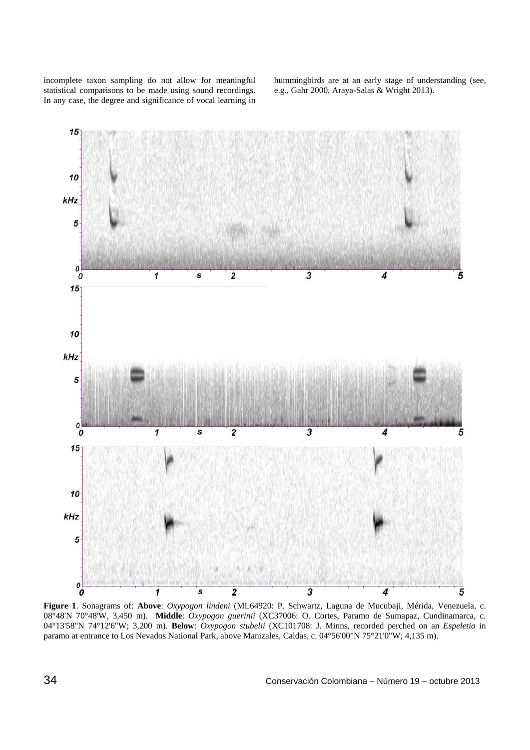incomplete taxon sampling do not allow for meaningful statistical comparisons to be made using sound recordings. In any case, the degree and significance of vocal learning in hummingbirds are at an early stage of understanding (see, e.g., Gahr 2000, Araya-Salas & Wright 2013).

**Figure 1**. Sonagrams of: **Above**: *Oxypogon lindeni* (ML64920: P. Schwartz, Laguna de Mucubaji, Mérida, Venezuela, c. 08°48'N 70°48'W, 3,450 m). **Middle**: *Oxypogon guerinii* (XC37006: O. Cortes, Paramo de Sumapaz, Cundinamarca, c. 04°13'58"N 74°12'6"W; 3,200 m). **Below**: *Oxypogon stubelii* (XC101708: J. Minns, recorded perched on an *Espeletia* in paramo at entrance to Los Nevados National Park, above Manizales, Caldas, c. 04°56'00"N 75°21'0"W; 4,135 m).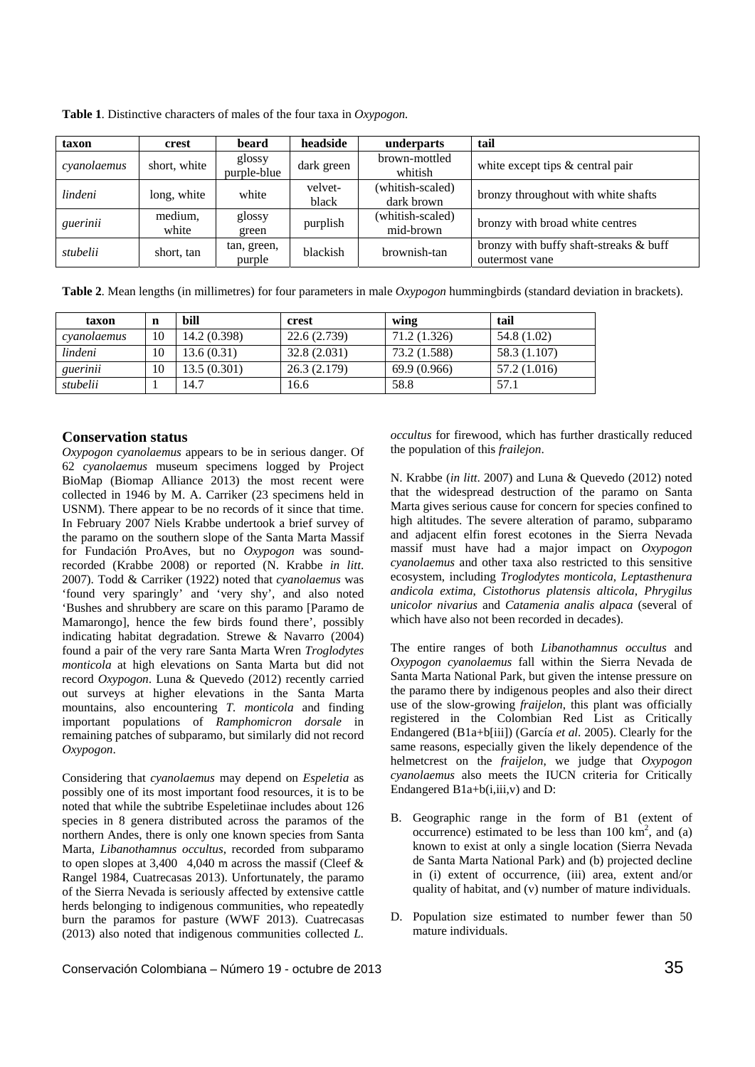**Table 1**. Distinctive characters of males of the four taxa in *Oxypogon.*

| taxon | crest | beard | headside | underparts | tail |
|---|---|---|---|---|---|
| *cyanolaemus* | short, white | glossy purple-blue | dark green | brown-mottled whitish | white except tips & central pair |
| *lindeni* | long, white | white | velvet-black | (whitish-scaled) dark brown | bronzy throughout with white shafts |
| *guerinii* | medium, white | glossy green | purplish | (whitish-scaled) mid-brown | bronzy with broad white centres |
| *stubelii* | short, tan | tan, green, purple | blackish | brownish-tan | bronzy with buffy shaft-streaks & buff outermost vane |

**Table 2**. Mean lengths (in millimetres) for four parameters in male *Oxypogon* hummingbirds (standard deviation in brackets).

| taxon | n | bill | crest | wing | tail |
|---|---|---|---|---|---|
| *cyanolaemus* | 10 | 14.2 (0.398) | 22.6 (2.739) | 71.2 (1.326) | 54.8 (1.02) |
| *lindeni* | 10 | 13.6 (0.31) | 32.8 (2.031) | 73.2 (1.588) | 58.3 (1.107) |
| *guerinii* | 10 | 13.5 (0.301) | 26.3 (2.179) | 69.9 (0.966) | 57.2 (1.016) |
| *stubelii* | 1 | 14.7 | 16.6 | 58.8 | 57.1 |

## Conservation status

*Oxypogon cyanolaemus* appears to be in serious danger. Of 62 *cyanolaemus* museum specimens logged by Project BioMap (Biomap Alliance 2013) the most recent were collected in 1946 by M. A. Carriker (23 specimens held in USNM). There appear to be no records of it since that time. In February 2007 Niels Krabbe undertook a brief survey of the paramo on the southern slope of the Santa Marta Massif for Fundación ProAves, but no *Oxypogon* was sound-recorded (Krabbe 2008) or reported (N. Krabbe *in litt*. 2007). Todd & Carriker (1922) noted that *cyanolaemus* was 'found very sparingly' and 'very shy', and also noted 'Bushes and shrubbery are scare on this paramo [Paramo de Mamarongo], hence the few birds found there', possibly indicating habitat degradation. Strewe & Navarro (2004) found a pair of the very rare Santa Marta Wren *Troglodytes monticola* at high elevations on Santa Marta but did not record *Oxypogon*. Luna & Quevedo (2012) recently carried out surveys at higher elevations in the Santa Marta mountains, also encountering *T. monticola* and finding important populations of *Ramphomicron dorsale* in remaining patches of subparamo, but similarly did not record *Oxypogon*.

Considering that *cyanolaemus* may depend on *Espeletia* as possibly one of its most important food resources, it is to be noted that while the subtribe Espeletiinae includes about 126 species in 8 genera distributed across the paramos of the northern Andes, there is only one known species from Santa Marta, *Libanothamnus occultus,* recorded from subparamo to open slopes at 3,400 4,040 m across the massif (Cleef & Rangel 1984, Cuatrecasas 2013). Unfortunately, the paramo of the Sierra Nevada is seriously affected by extensive cattle herds belonging to indigenous communities, who repeatedly burn the paramos for pasture (WWF 2013). Cuatrecasas (2013) also noted that indigenous communities collected *L. occultus* for firewood, which has further drastically reduced the population of this *frailejon*.

N. Krabbe (*in litt*. 2007) and Luna & Quevedo (2012) noted that the widespread destruction of the paramo on Santa Marta gives serious cause for concern for species confined to high altitudes. The severe alteration of paramo, subparamo and adjacent elfin forest ecotones in the Sierra Nevada massif must have had a major impact on *Oxypogon cyanolaemus* and other taxa also restricted to this sensitive ecosystem, including *Troglodytes monticola, Leptasthenura andicola extima, Cistothorus platensis alticola, Phrygilus unicolor nivarius* and *Catamenia analis alpaca* (several of which have also not been recorded in decades).

The entire ranges of both *Libanothamnus occultus* and *Oxypogon cyanolaemus* fall within the Sierra Nevada de Santa Marta National Park, but given the intense pressure on the paramo there by indigenous peoples and also their direct use of the slow-growing *fraijelon*, this plant was officially registered in the Colombian Red List as Critically Endangered (B1a+b[iii]) (García *et al*. 2005). Clearly for the same reasons, especially given the likely dependence of the helmetcrest on the *fraijelon*, we judge that *Oxypogon cyanolaemus* also meets the IUCN criteria for Critically Endangered B1a+b(i,iii,v) and D:

- B. Geographic range in the form of B1 (extent of occurrence) estimated to be less than 100 km$^2$, and (a) known to exist at only a single location (Sierra Nevada de Santa Marta National Park) and (b) projected decline in (i) extent of occurrence, (iii) area, extent and/or quality of habitat, and (v) number of mature individuals.
- D. Population size estimated to number fewer than 50 mature individuals.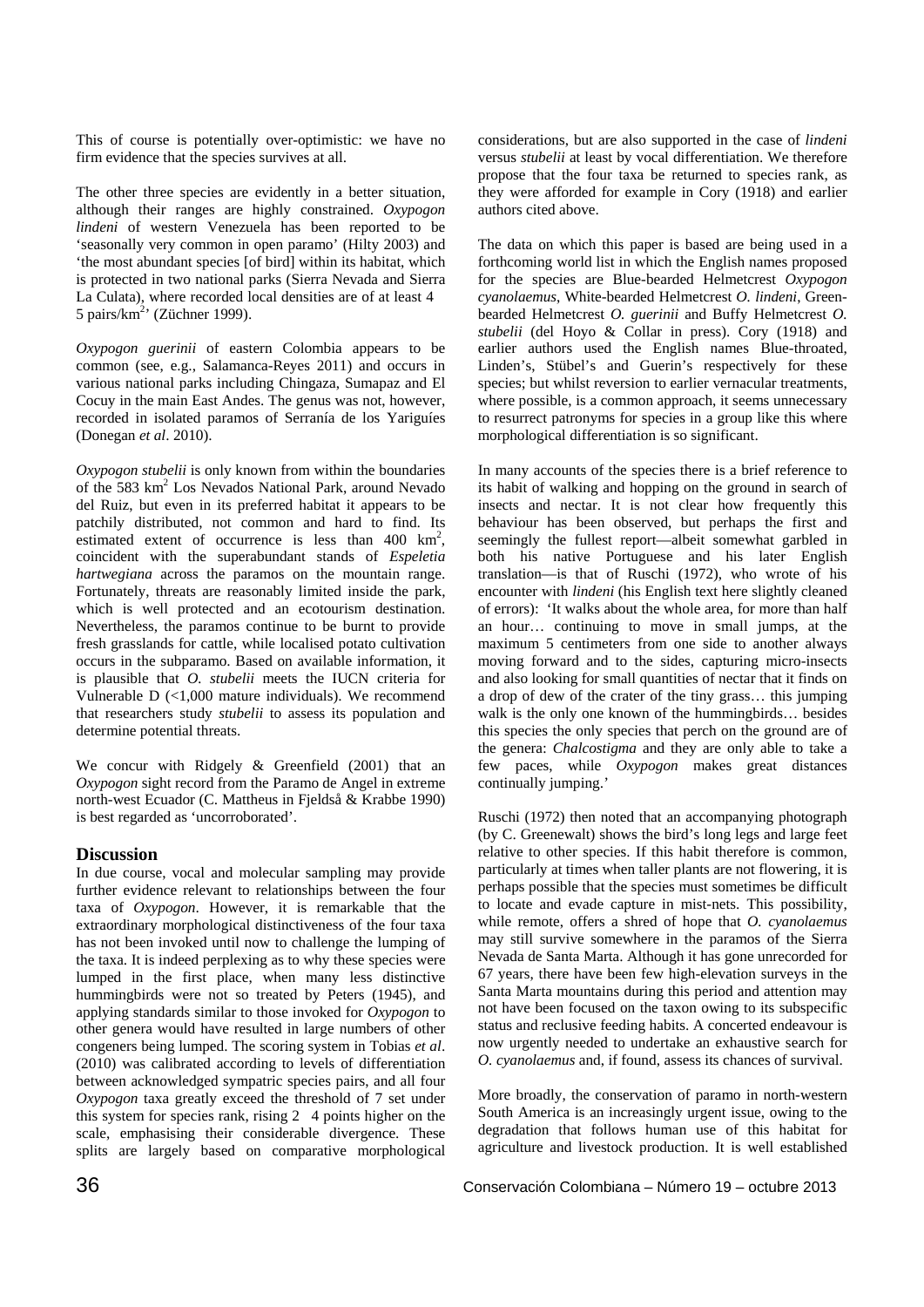This of course is potentially over-optimistic: we have no firm evidence that the species survives at all.

The other three species are evidently in a better situation, although their ranges are highly constrained. *Oxypogon lindeni* of western Venezuela has been reported to be 'seasonally very common in open paramo' (Hilty 2003) and 'the most abundant species [of bird] within its habitat, which is protected in two national parks (Sierra Nevada and Sierra La Culata), where recorded local densities are of at least 4 5 pairs/km$^2$' (Züchner 1999).

*Oxypogon guerinii* of eastern Colombia appears to be common (see, e.g., Salamanca-Reyes 2011) and occurs in various national parks including Chingaza, Sumapaz and El Cocuy in the main East Andes. The genus was not, however, recorded in isolated paramos of Serranía de los Yariguíes (Donegan *et al*. 2010).

*Oxypogon stubelii* is only known from within the boundaries of the 583 km$^2$ Los Nevados National Park, around Nevado del Ruiz, but even in its preferred habitat it appears to be patchily distributed, not common and hard to find. Its estimated extent of occurrence is less than 400 km$^2$, coincident with the superabundant stands of *Espeletia hartwegiana* across the paramos on the mountain range. Fortunately, threats are reasonably limited inside the park, which is well protected and an ecotourism destination. Nevertheless, the paramos continue to be burnt to provide fresh grasslands for cattle, while localised potato cultivation occurs in the subparamo. Based on available information, it is plausible that *O. stubelii* meets the IUCN criteria for Vulnerable D (<1,000 mature individuals). We recommend that researchers study *stubelii* to assess its population and determine potential threats.

We concur with Ridgely & Greenfield (2001) that an *Oxypogon* sight record from the Paramo de Angel in extreme north-west Ecuador (C. Mattheus in Fjeldså & Krabbe 1990) is best regarded as 'uncorroborated'.

## Discussion

In due course, vocal and molecular sampling may provide further evidence relevant to relationships between the four taxa of *Oxypogon*. However, it is remarkable that the extraordinary morphological distinctiveness of the four taxa has not been invoked until now to challenge the lumping of the taxa. It is indeed perplexing as to why these species were lumped in the first place, when many less distinctive hummingbirds were not so treated by Peters (1945), and applying standards similar to those invoked for *Oxypogon* to other genera would have resulted in large numbers of other congeners being lumped. The scoring system in Tobias *et al*. (2010) was calibrated according to levels of differentiation between acknowledged sympatric species pairs, and all four *Oxypogon* taxa greatly exceed the threshold of 7 set under this system for species rank, rising 2 4 points higher on the scale, emphasising their considerable divergence. These splits are largely based on comparative morphological considerations, but are also supported in the case of *lindeni* versus *stubelii* at least by vocal differentiation. We therefore propose that the four taxa be returned to species rank, as they were afforded for example in Cory (1918) and earlier authors cited above.

The data on which this paper is based are being used in a forthcoming world list in which the English names proposed for the species are Blue-bearded Helmetcrest *Oxypogon cyanolaemus*, White-bearded Helmetcrest *O. lindeni*, Green-bearded Helmetcrest *O. guerinii* and Buffy Helmetcrest *O. stubelii* (del Hoyo & Collar in press). Cory (1918) and earlier authors used the English names Blue-throated, Linden's, Stübel's and Guerin's respectively for these species; but whilst reversion to earlier vernacular treatments, where possible, is a common approach, it seems unnecessary to resurrect patronyms for species in a group like this where morphological differentiation is so significant.

In many accounts of the species there is a brief reference to its habit of walking and hopping on the ground in search of insects and nectar. It is not clear how frequently this behaviour has been observed, but perhaps the first and seemingly the fullest report—albeit somewhat garbled in both his native Portuguese and his later English translation—is that of Ruschi (1972), who wrote of his encounter with *lindeni* (his English text here slightly cleaned of errors): 'It walks about the whole area, for more than half an hour… continuing to move in small jumps, at the maximum 5 centimeters from one side to another always moving forward and to the sides, capturing micro-insects and also looking for small quantities of nectar that it finds on a drop of dew of the crater of the tiny grass… this jumping walk is the only one known of the hummingbirds… besides this species the only species that perch on the ground are of the genera: *Chalcostigma* and they are only able to take a few paces, while *Oxypogon* makes great distances continually jumping.'

Ruschi (1972) then noted that an accompanying photograph (by C. Greenewalt) shows the bird's long legs and large feet relative to other species. If this habit therefore is common, particularly at times when taller plants are not flowering, it is perhaps possible that the species must sometimes be difficult to locate and evade capture in mist-nets. This possibility, while remote, offers a shred of hope that *O. cyanolaemus* may still survive somewhere in the paramos of the Sierra Nevada de Santa Marta. Although it has gone unrecorded for 67 years, there have been few high-elevation surveys in the Santa Marta mountains during this period and attention may not have been focused on the taxon owing to its subspecific status and reclusive feeding habits. A concerted endeavour is now urgently needed to undertake an exhaustive search for *O. cyanolaemus* and, if found, assess its chances of survival.

More broadly, the conservation of paramo in north-western South America is an increasingly urgent issue, owing to the degradation that follows human use of this habitat for agriculture and livestock production. It is well established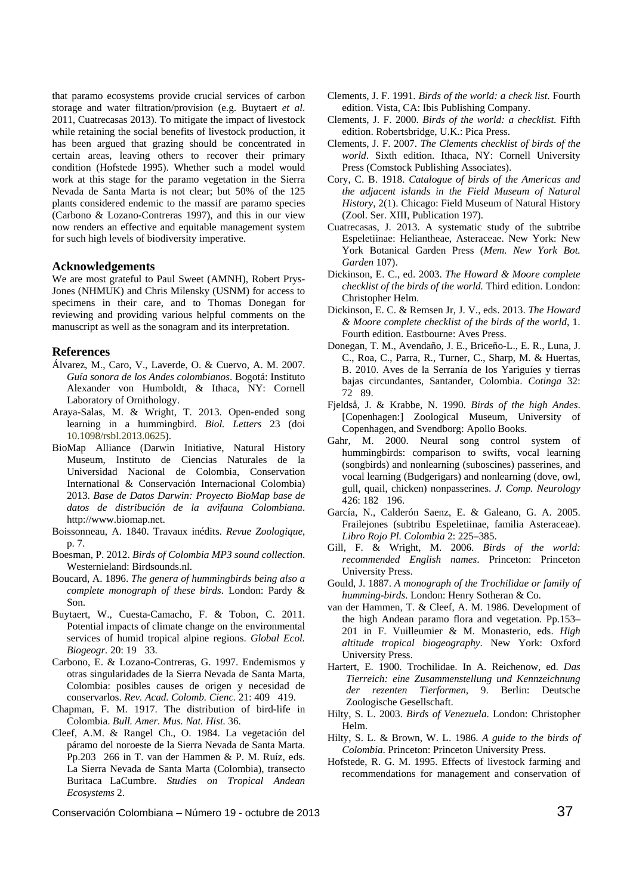that paramo ecosystems provide crucial services of carbon storage and water filtration/provision (e.g. Buytaert *et al*. 2011, Cuatrecasas 2013). To mitigate the impact of livestock while retaining the social benefits of livestock production, it has been argued that grazing should be concentrated in certain areas, leaving others to recover their primary condition (Hofstede 1995). Whether such a model would work at this stage for the paramo vegetation in the Sierra Nevada de Santa Marta is not clear; but 50% of the 125 plants considered endemic to the massif are paramo species (Carbono & Lozano-Contreras 1997), and this in our view now renders an effective and equitable management system for such high levels of biodiversity imperative.

## Acknowledgements

We are most grateful to Paul Sweet (AMNH), Robert Prys-Jones (NHMUK) and Chris Milensky (USNM) for access to specimens in their care, and to Thomas Donegan for reviewing and providing various helpful comments on the manuscript as well as the sonagram and its interpretation.

## References

Álvarez, M., Caro, V., Laverde, O. & Cuervo, A. M. 2007. *Guía sonora de los Andes colombianos*. Bogotá: Instituto Alexander von Humboldt, & Ithaca, NY: Cornell Laboratory of Ornithology.

Araya-Salas, M. & Wright, T. 2013. Open-ended song learning in a hummingbird. *Biol. Letters* 23 (doi 10.1098/rsbl.2013.0625).

BioMap Alliance (Darwin Initiative, Natural History Museum, Instituto de Ciencias Naturales de la Universidad Nacional de Colombia, Conservation International & Conservación Internacional Colombia) 2013. *Base de Datos Darwin: Proyecto BioMap base de datos de distribución de la avifauna Colombiana*. http://www.biomap.net.

Boissonneau, A. 1840. Travaux inédits. *Revue Zoologique*, p. 7.

Boesman, P. 2012. *Birds of Colombia MP3 sound collection*. Westernieland: Birdsounds.nl.

Boucard, A. 1896. *The genera of hummingbirds being also a complete monograph of these birds*. London: Pardy & Son.

Buytaert, W., Cuesta-Camacho, F. & Tobon, C. 2011. Potential impacts of climate change on the environmental services of humid tropical alpine regions. *Global Ecol. Biogeogr.* 20: 19 33.

Carbono, E. & Lozano-Contreras, G. 1997. Endemismos y otras singularidades de la Sierra Nevada de Santa Marta, Colombia: posibles causes de origen y necesidad de conservarlos. *Rev. Acad. Colomb. Cienc.* 21: 409 419.

Chapman, F. M. 1917. The distribution of bird-life in Colombia. *Bull. Amer. Mus. Nat. Hist.* 36.

Cleef, A.M. & Rangel Ch., O. 1984. La vegetación del páramo del noroeste de la Sierra Nevada de Santa Marta. Pp.203 266 in T. van der Hammen & P. M. Ruíz, eds. La Sierra Nevada de Santa Marta (Colombia), transecto Buritaca LaCumbre. *Studies on Tropical Andean Ecosystems* 2.

Clements, J. F. 1991. *Birds of the world: a check list*. Fourth edition. Vista, CA: Ibis Publishing Company.

Clements, J. F. 2000. *Birds of the world: a checklist.* Fifth edition. Robertsbridge, U.K.: Pica Press.

Clements, J. F. 2007. *The Clements checklist of birds of the world*. Sixth edition. Ithaca, NY: Cornell University Press (Comstock Publishing Associates).

Cory, C. B. 1918. *Catalogue of birds of the Americas and the adjacent islands in the Field Museum of Natural History*, 2(1). Chicago: Field Museum of Natural History (Zool. Ser. XIII, Publication 197).

Cuatrecasas, J. 2013. A systematic study of the subtribe Espeletiinae: Heliantheae, Asteraceae. New York: New York Botanical Garden Press (*Mem. New York Bot. Garden* 107).

Dickinson, E. C., ed. 2003. *The Howard & Moore complete checklist of the birds of the world.* Third edition. London: Christopher Helm.

Dickinson, E. C. & Remsen Jr, J. V., eds. 2013. *The Howard & Moore complete checklist of the birds of the world*, 1. Fourth edition. Eastbourne: Aves Press.

Donegan, T. M., Avendaño, J. E., Briceño-L., E. R., Luna, J. C., Roa, C., Parra, R., Turner, C., Sharp, M. & Huertas, B. 2010. Aves de la Serranía de los Yariguíes y tierras bajas circundantes, Santander, Colombia. *Cotinga* 32: 72 89.

Fjeldså, J. & Krabbe, N. 1990. *Birds of the high Andes*. [Copenhagen:] Zoological Museum, University of Copenhagen, and Svendborg: Apollo Books.

Gahr, M. 2000. Neural song control system of hummingbirds: comparison to swifts, vocal learning (songbirds) and nonlearning (suboscines) passerines, and vocal learning (Budgerigars) and nonlearning (dove, owl, gull, quail, chicken) nonpasserines. *J. Comp. Neurology* 426: 182 196.

García, N., Calderón Saenz, E. & Galeano, G. A. 2005. Frailejones (subtribu Espeletiinae, familia Asteraceae). *Libro Rojo Pl. Colombia* 2: 225–385.

Gill, F. & Wright, M. 2006. *Birds of the world: recommended English names*. Princeton: Princeton University Press.

Gould, J. 1887. *A monograph of the Trochilidae or family of humming-birds*. London: Henry Sotheran & Co.

van der Hammen, T. & Cleef, A. M. 1986. Development of the high Andean paramo flora and vegetation. Pp.153–201 in F. Vuilleumier & M. Monasterio, eds. *High altitude tropical biogeography*. New York: Oxford University Press.

Hartert, E. 1900. Trochilidae. In A. Reichenow, ed. *Das Tierreich: eine Zusammenstellung und Kennzeichnung der rezenten Tierformen*, 9. Berlin: Deutsche Zoologische Gesellschaft.

Hilty, S. L. 2003. *Birds of Venezuela*. London: Christopher Helm.

Hilty, S. L. & Brown, W. L. 1986. *A guide to the birds of Colombia*. Princeton: Princeton University Press.

Hofstede, R. G. M. 1995. Effects of livestock farming and recommendations for management and conservation of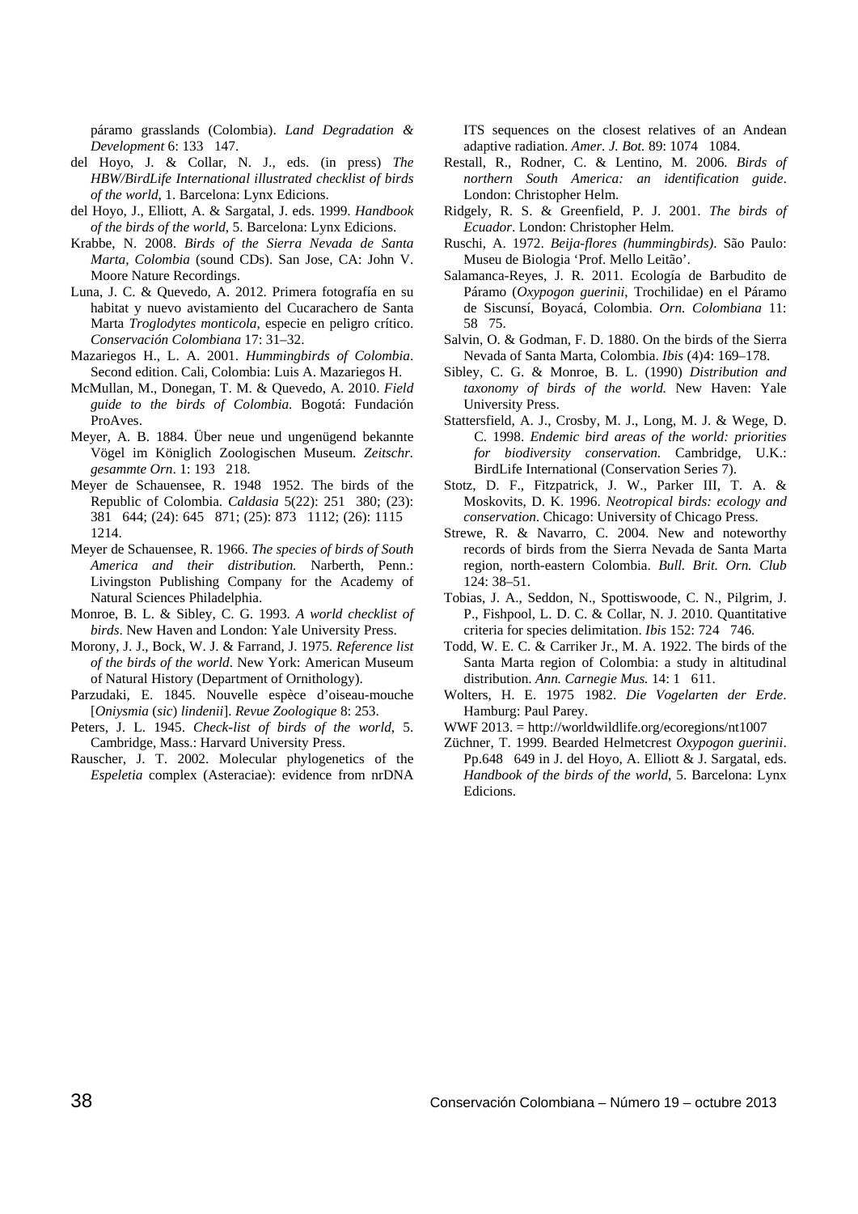páramo grasslands (Colombia). *Land Degradation & Development* 6: 133 147.

del Hoyo, J. & Collar, N. J., eds. (in press) *The HBW/BirdLife International illustrated checklist of birds of the world*, 1. Barcelona: Lynx Edicions.

del Hoyo, J., Elliott, A. & Sargatal, J. eds. 1999. *Handbook of the birds of the world*, 5. Barcelona: Lynx Edicions.

Krabbe, N. 2008. *Birds of the Sierra Nevada de Santa Marta, Colombia* (sound CDs). San Jose, CA: John V. Moore Nature Recordings.

Luna, J. C. & Quevedo, A. 2012. Primera fotografía en su habitat y nuevo avistamiento del Cucarachero de Santa Marta *Troglodytes monticola*, especie en peligro crítico. *Conservación Colombiana* 17: 31–32.

Mazariegos H., L. A. 2001. *Hummingbirds of Colombia*. Second edition. Cali, Colombia: Luis A. Mazariegos H.

McMullan, M., Donegan, T. M. & Quevedo, A. 2010. *Field guide to the birds of Colombia*. Bogotá: Fundación ProAves.

Meyer, A. B. 1884. Über neue und ungenügend bekannte Vögel im Königlich Zoologischen Museum. *Zeitschr. gesammte Orn*. 1: 193 218.

Meyer de Schauensee, R. 1948 1952. The birds of the Republic of Colombia. *Caldasia* 5(22): 251 380; (23): 381 644; (24): 645 871; (25): 873 1112; (26): 1115 1214.

Meyer de Schauensee, R. 1966. *The species of birds of South America and their distribution.* Narberth, Penn.: Livingston Publishing Company for the Academy of Natural Sciences Philadelphia.

Monroe, B. L. & Sibley, C. G. 1993. *A world checklist of birds*. New Haven and London: Yale University Press.

Morony, J. J., Bock, W. J. & Farrand, J. 1975. *Reference list of the birds of the world*. New York: American Museum of Natural History (Department of Ornithology).

Parzudaki, E. 1845. Nouvelle espèce d'oiseau-mouche [*Oniysmia* (*sic*) *lindenii*]. *Revue Zoologique* 8: 253.

Peters, J. L. 1945. *Check-list of birds of the world*, 5. Cambridge, Mass.: Harvard University Press.

Rauscher, J. T. 2002. Molecular phylogenetics of the *Espeletia* complex (Asteraciae): evidence from nrDNA ITS sequences on the closest relatives of an Andean adaptive radiation. *Amer. J. Bot*. 89: 1074 1084.

Restall, R., Rodner, C. & Lentino, M. 2006. *Birds of northern South America: an identification guide*. London: Christopher Helm.

Ridgely, R. S. & Greenfield, P. J. 2001. *The birds of Ecuador*. London: Christopher Helm.

Ruschi, A. 1972. *Beija-flores (hummingbirds)*. São Paulo: Museu de Biologia 'Prof. Mello Leitão'.

Salamanca-Reyes, J. R. 2011. Ecología de Barbudito de Páramo (*Oxypogon guerinii*, Trochilidae) en el Páramo de Siscunsí, Boyacá, Colombia. *Orn. Colombiana* 11: 58 75.

Salvin, O. & Godman, F. D. 1880. On the birds of the Sierra Nevada of Santa Marta, Colombia. *Ibis* (4)4: 169–178.

Sibley, C. G. & Monroe, B. L. (1990) *Distribution and taxonomy of birds of the world.* New Haven: Yale University Press.

Stattersfield, A. J., Crosby, M. J., Long, M. J. & Wege, D. C. 1998. *Endemic bird areas of the world: priorities for biodiversity conservation.* Cambridge, U.K.: BirdLife International (Conservation Series 7).

Stotz, D. F., Fitzpatrick, J. W., Parker III, T. A. & Moskovits, D. K. 1996. *Neotropical birds: ecology and conservation*. Chicago: University of Chicago Press.

Strewe, R. & Navarro, C. 2004. New and noteworthy records of birds from the Sierra Nevada de Santa Marta region, north-eastern Colombia. *Bull. Brit. Orn. Club* 124: 38–51.

Tobias, J. A., Seddon, N., Spottiswoode, C. N., Pilgrim, J. P., Fishpool, L. D. C. & Collar, N. J. 2010. Quantitative criteria for species delimitation. *Ibis* 152: 724 746.

Todd, W. E. C. & Carriker Jr., M. A. 1922. The birds of the Santa Marta region of Colombia: a study in altitudinal distribution. *Ann. Carnegie Mus.* 14: 1 611.

Wolters, H. E. 1975 1982. *Die Vogelarten der Erde*. Hamburg: Paul Parey.

WWF 2013. = http://worldwildlife.org/ecoregions/nt1007

Züchner, T. 1999. Bearded Helmetcrest *Oxypogon guerinii*. Pp.648 649 in J. del Hoyo, A. Elliott & J. Sargatal, eds. *Handbook of the birds of the world*, 5. Barcelona: Lynx Edicions.